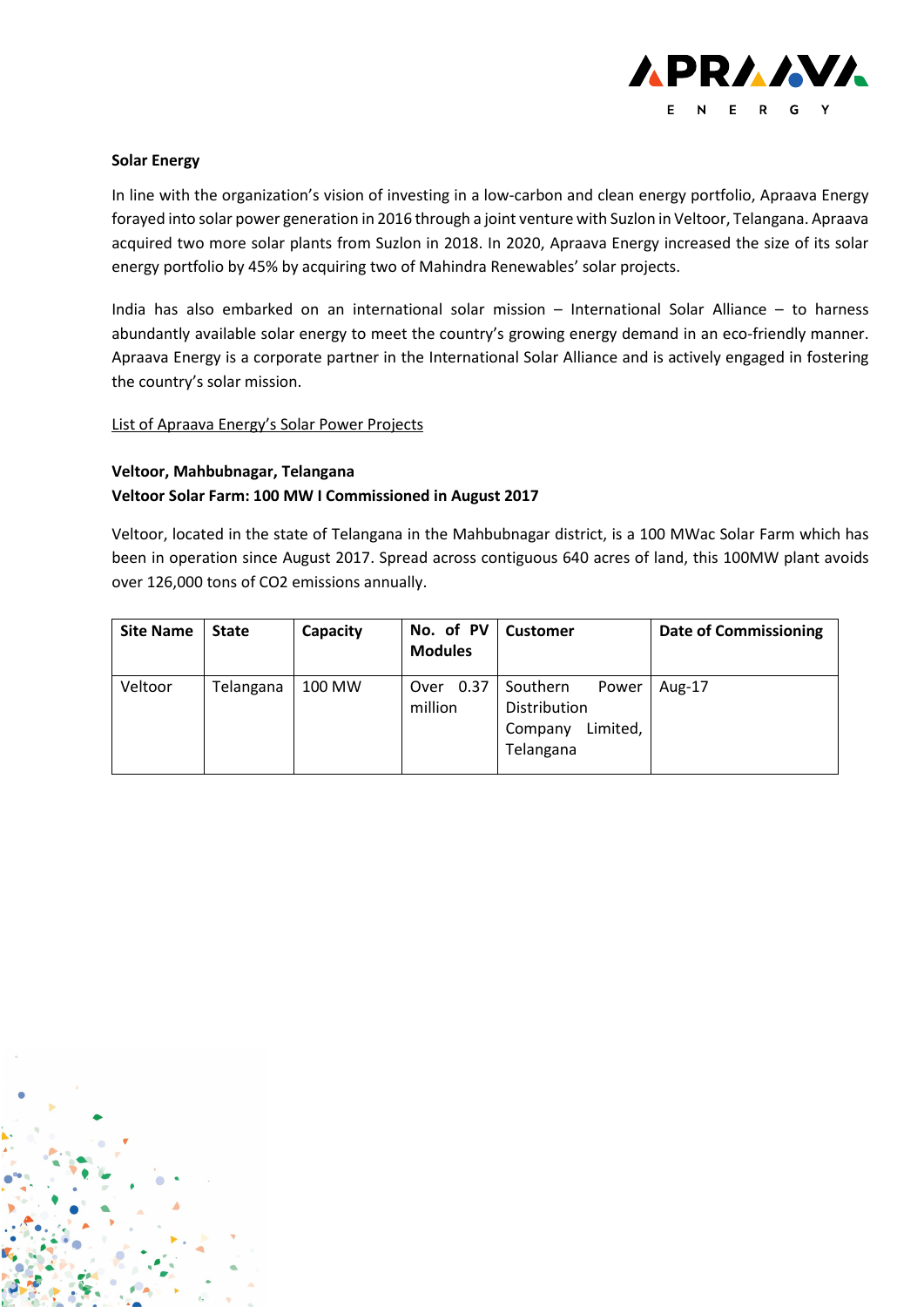## Solar Energy

In line with the organization's vision of investing in a low-carbon and clean energy portfolio, Apraava Energy forayed into solar power generation in 2016 through a joint venture with Suzlon in Veltoor, Telangana. Apraava acquired two more solar plants from Suzlon in 2018. In 2020, Apraava Energy increased the size of its solar energy portfolio by 45% by acquiring two of Mahindra Renewables' solar projects.

India has also embarked on an international solar mission – International Solar Alliance – to harness abundantly available solar energy to meet the country's growing energy demand in an eco-friendly manner. Apraava Energy is a corporate partner in the International Solar Alliance and is actively engaged in fostering the country's solar mission.

List of Apraava Energy's Solar Power Projects

### Veltoor, Mahbubnagar, Telangana

**Veltoor Solar Farm: 100 MW I Commissioned in August 2017**

Veltoor, located in the state of Telangana in the Mahbubnagar district, is a 100 MWac Solar Farm which has been in operation since August 2017. Spread across contiguous 640 acres of land, this 100MW plant avoids over 126,000 tons of $CO_2$ emissions annually.

| Site Name | State | Capacity | No. of PV Modules | Customer | Date of Commissioning |
|---|---|---|---|---|---|
| Veltoor | Telangana | 100 MW | Over 0.37 million | Southern Power Distribution Company Limited, Telangana | Aug-17 |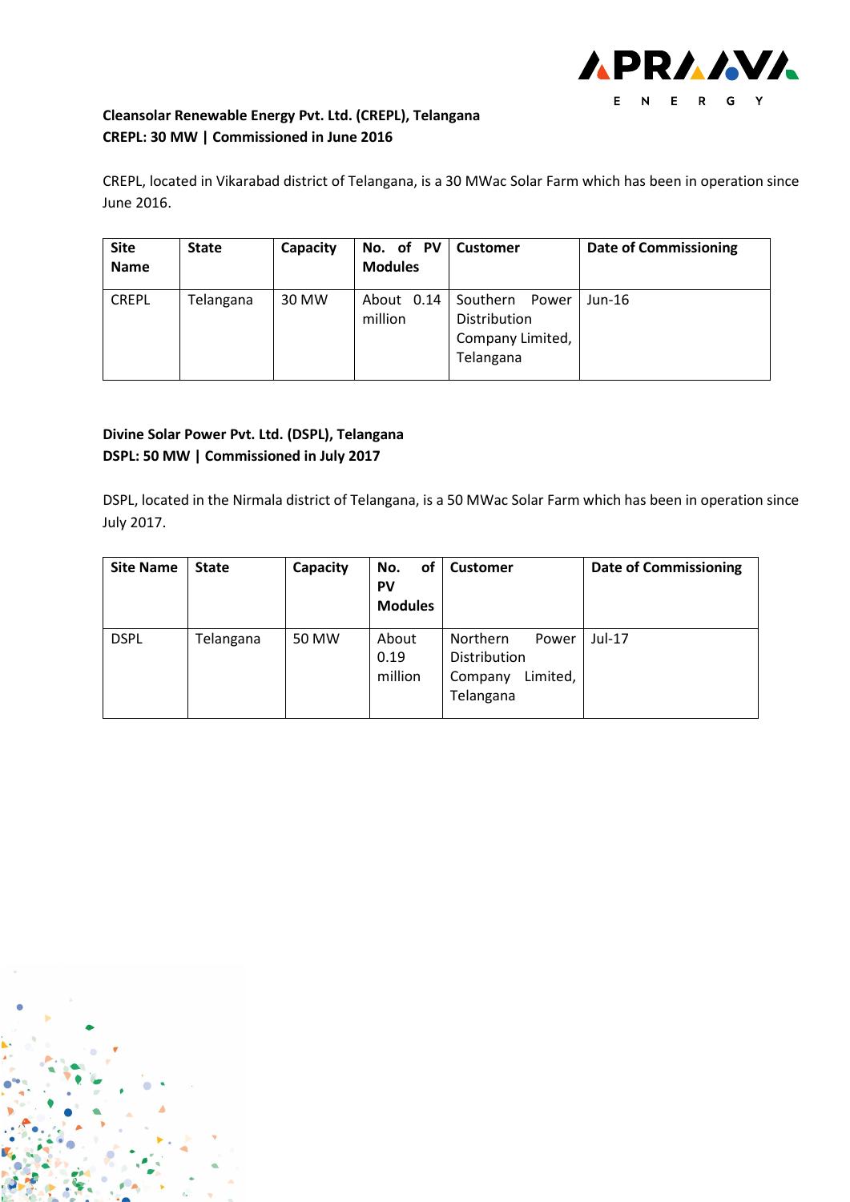**Cleansolar Renewable Energy Pvt. Ltd. (CREPL), Telangana**
**CREPL: 30 MW | Commissioned in June 2016**

CREPL, located in Vikarabad district of Telangana, is a 30 MWac Solar Farm which has been in operation since June 2016.

| Site Name | State | Capacity | No. of PV Modules | Customer | Date of Commissioning |
|---|---|---|---|---|---|
| CREPL | Telangana | 30 MW | About 0.14 million | Southern Power Distribution Company Limited, Telangana | Jun-16 |

**Divine Solar Power Pvt. Ltd. (DSPL), Telangana**
**DSPL: 50 MW | Commissioned in July 2017**

DSPL, located in the Nirmala district of Telangana, is a 50 MWac Solar Farm which has been in operation since July 2017.

| Site Name | State | Capacity | No. of PV Modules | Customer | Date of Commissioning |
|---|---|---|---|---|---|
| DSPL | Telangana | 50 MW | About 0.19 million | Northern Power Distribution Company Limited, Telangana | Jul-17 |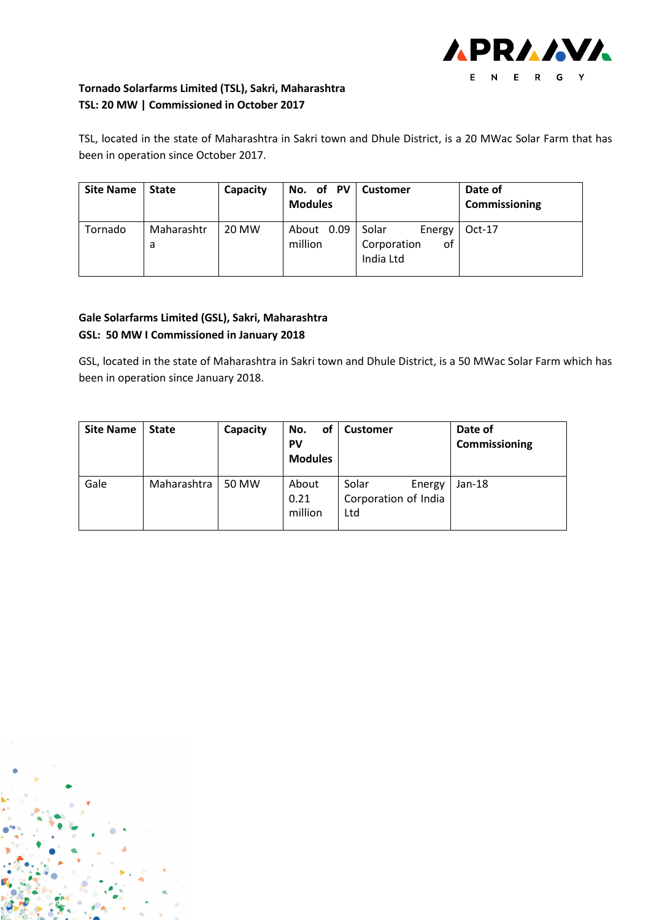**Tornado Solarfarms Limited (TSL), Sakri, Maharashtra**
**TSL: 20 MW | Commissioned in October 2017**

TSL, located in the state of Maharashtra in Sakri town and Dhule District, is a 20 MWac Solar Farm that has been in operation since October 2017.

| Site Name | State | Capacity | No. of PV Modules | Customer | Date of Commissioning |
|---|---|---|---|---|---|
| Tornado | Maharashtra | 20 MW | About 0.09 million | Solar Energy Corporation of India Ltd | Oct-17 |

**Gale Solarfarms Limited (GSL), Sakri, Maharashtra**
**GSL: 50 MW I Commissioned in January 2018**

GSL, located in the state of Maharashtra in Sakri town and Dhule District, is a 50 MWac Solar Farm which has been in operation since January 2018.

| Site Name | State | Capacity | No. of PV Modules | Customer | Date of Commissioning |
|---|---|---|---|---|---|
| Gale | Maharashtra | 50 MW | About 0.21 million | Solar Energy Corporation of India Ltd | Jan-18 |